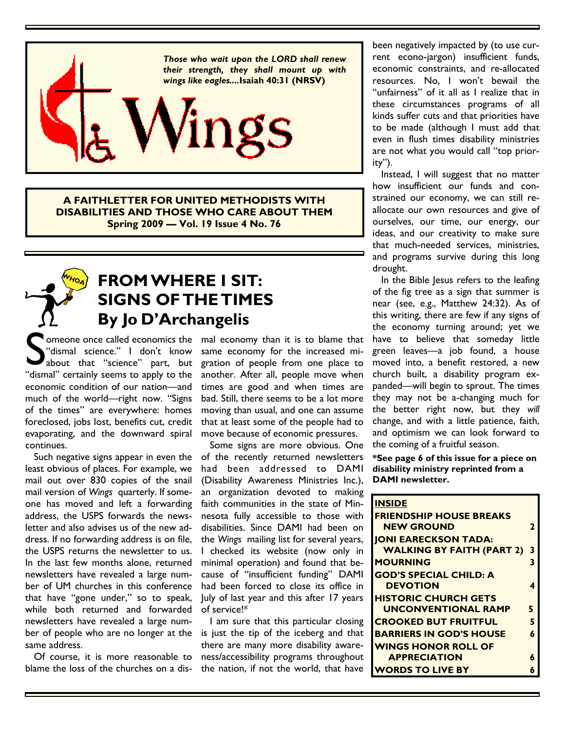*Those who wait upon the LORD shall renew their strength, they shall mount up with wings like eagles....***Isaiah 40:31 (NRSV)**

# Wings

**A FAITHLETTER FOR UNITED METHODISTS WITH DISABILITIES AND THOSE WHO CARE ABOUT THEM**
**Spring 2009 — Vol. 19 Issue 4 No. 76**

## FROM WHERE I SIT: SIGNS OF THE TIMES
### By Jo D'Archangelis

Someone once called economics the "dismal science." I don't know about that "science" part, but "dismal" certainly seems to apply to the economic condition of our nation—and much of the world—right now. "Signs of the times" are everywhere: homes foreclosed, jobs lost, benefits cut, credit evaporating, and the downward spiral continues.

Such negative signs appear in even the least obvious of places. For example, we mail out over 830 copies of the snail mail version of *Wings* quarterly. If someone has moved and left a forwarding address, the USPS forwards the newsletter and also advises us of the new address. If no forwarding address is on file, the USPS returns the newsletter to us. In the last few months alone, returned newsletters have revealed a large number of UM churches in this conference that have "gone under," so to speak, while both returned and forwarded newsletters have revealed a large number of people who are no longer at the same address.

Of course, it is more reasonable to blame the loss of the churches on a dismal economy than it is to blame that same economy for the increased migration of people from one place to another. After all, people move when times are good and when times are bad. Still, there seems to be a lot more moving than usual, and one can assume that at least some of the people had to move because of economic pressures.

Some signs are more obvious. One of the recently returned newsletters had been addressed to DAMI (Disability Awareness Ministries Inc.), an organization devoted to making faith communities in the state of Minnesota fully accessible to those with disabilities. Since DAMI had been on the *Wings* mailing list for several years, I checked its website (now only in minimal operation) and found that because of "insufficient funding" DAMI had been forced to close its office in July of last year and this after 17 years of service!*

I am sure that this particular closing is just the tip of the iceberg and that there are many more disability awareness/accessibility programs throughout the nation, if not the world, that have been negatively impacted by (to use current econo-jargon) insufficient funds, economic constraints, and re-allocated resources. No, I won't bewail the "unfairness" of it all as I realize that in these circumstances programs of all kinds suffer cuts and that priorities have to be made (although I must add that even in flush times disability ministries are not what you would call "top priority").

Instead, I will suggest that no matter how insufficient our funds and constrained our economy, we can still re-allocate our own resources and give of ourselves, our time, our energy, our ideas, and our creativity to make sure that much-needed services, ministries, and programs survive during this long drought.

In the Bible Jesus refers to the leafing of the fig tree as a sign that summer is near (see, e.g., Matthew 24:32). As of this writing, there are few if any signs of the economy turning around; yet we have to believe that someday little green leaves—a job found, a house moved into, a benefit restored, a new church built, a disability program expanded—will begin to sprout. The times they may not be a-changing much for the better right now, but they *will* change, and with a little patience, faith, and optimism we can look forward to the coming of a fruitful season.

**\*See page 6 of this issue for a piece on disability ministry reprinted from a DAMI newsletter.**

| INSIDE | |
|---|---|
| FRIENDSHIP HOUSE BREAKS NEW GROUND | 2 |
| JONI EARECKSON TADA: WALKING BY FAITH (PART 2) | 3 |
| MOURNING | 3 |
| GOD'S SPECIAL CHILD: A DEVOTION | 4 |
| HISTORIC CHURCH GETS UNCONVENTIONAL RAMP | 5 |
| CROOKED BUT FRUITFUL | 5 |
| BARRIERS IN GOD'S HOUSE | 6 |
| WINGS HONOR ROLL OF APPRECIATION | 6 |
| WORDS TO LIVE BY | 6 |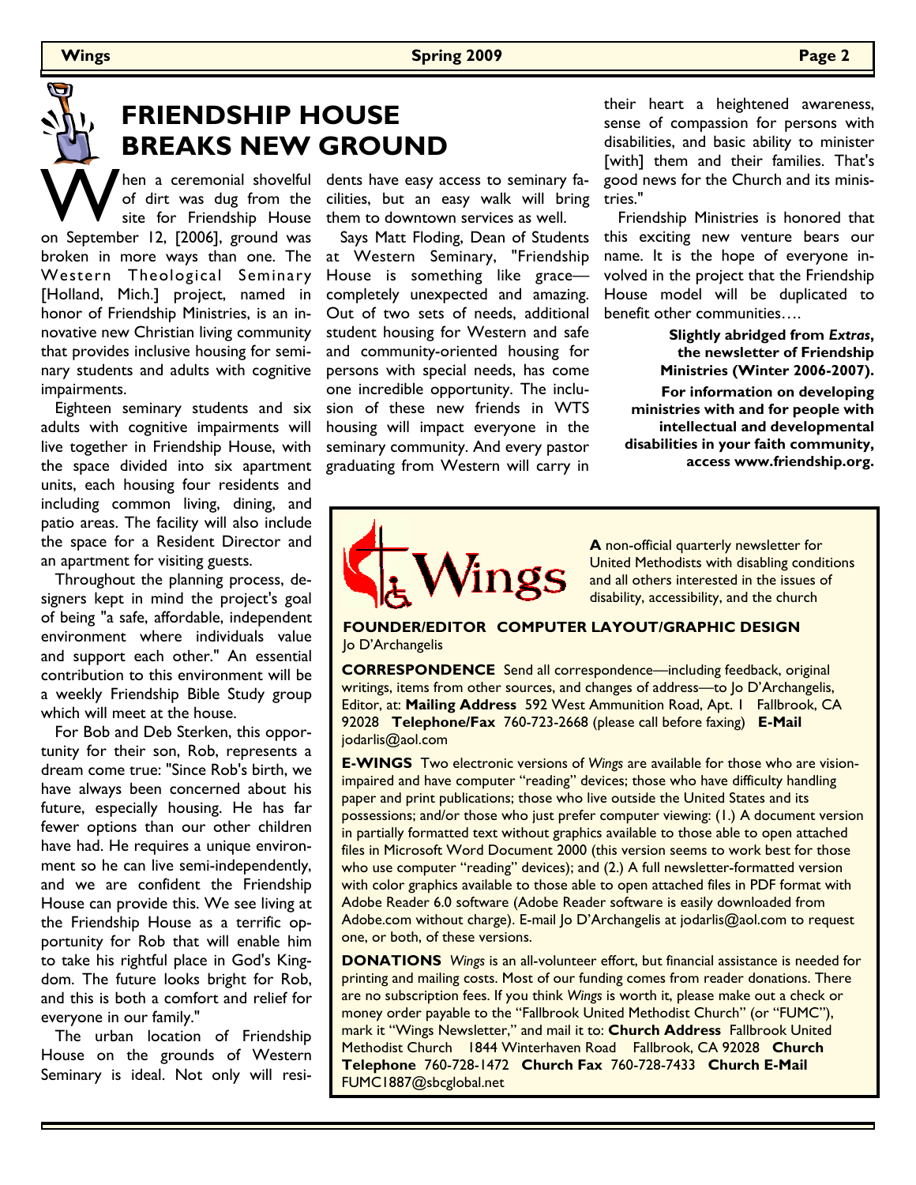# FRIENDSHIP HOUSE BREAKS NEW GROUND

When a ceremonial shovelful of dirt was dug from the site for Friendship House on September 12, [2006], ground was broken in more ways than one. The Western Theological Seminary [Holland, Mich.] project, named in honor of Friendship Ministries, is an innovative new Christian living community that provides inclusive housing for seminary students and adults with cognitive impairments.

Eighteen seminary students and six adults with cognitive impairments will live together in Friendship House, with the space divided into six apartment units, each housing four residents and including common living, dining, and patio areas. The facility will also include the space for a Resident Director and an apartment for visiting guests.

Throughout the planning process, designers kept in mind the project's goal of being "a safe, affordable, independent environment where individuals value and support each other." An essential contribution to this environment will be a weekly Friendship Bible Study group which will meet at the house.

For Bob and Deb Sterken, this opportunity for their son, Rob, represents a dream come true: "Since Rob's birth, we have always been concerned about his future, especially housing. He has far fewer options than our other children have had. He requires a unique environment so he can live semi-independently, and we are confident the Friendship House can provide this. We see living at the Friendship House as a terrific opportunity for Rob that will enable him to take his rightful place in God's Kingdom. The future looks bright for Rob, and this is both a comfort and relief for everyone in our family."

The urban location of Friendship House on the grounds of Western Seminary is ideal. Not only will residents have easy access to seminary facilities, but an easy walk will bring them to downtown services as well.

Says Matt Floding, Dean of Students at Western Seminary, "Friendship House is something like grace—completely unexpected and amazing. Out of two sets of needs, additional student housing for Western and safe and community-oriented housing for persons with special needs, has come one incredible opportunity. The inclusion of these new friends in WTS housing will impact everyone in the seminary community. And every pastor graduating from Western will carry in their heart a heightened awareness, sense of compassion for persons with disabilities, and basic ability to minister [with] them and their families. That's good news for the Church and its ministries."

Friendship Ministries is honored that this exciting new venture bears our name. It is the hope of everyone involved in the project that the Friendship House model will be duplicated to benefit other communities….

**Slightly abridged from *Extras*, the newsletter of Friendship Ministries (Winter 2006-2007).**

**For information on developing ministries with and for people with intellectual and developmental disabilities in your faith community, access www.friendship.org.**

---

**Wings**

**A** non-official quarterly newsletter for United Methodists with disabling conditions and all others interested in the issues of disability, accessibility, and the church

**FOUNDER/EDITOR COMPUTER LAYOUT/GRAPHIC DESIGN** Jo D'Archangelis

**CORRESPONDENCE** Send all correspondence—including feedback, original writings, items from other sources, and changes of address—to Jo D'Archangelis, Editor, at: **Mailing Address** 592 West Ammunition Road, Apt. 1 Fallbrook, CA 92028 **Telephone/Fax** 760-723-2668 (please call before faxing) **E-Mail** jodarlis@aol.com

**E-WINGS** Two electronic versions of *Wings* are available for those who are vision-impaired and have computer "reading" devices; those who have difficulty handling paper and print publications; those who live outside the United States and its possessions; and/or those who just prefer computer viewing: (1.) A document version in partially formatted text without graphics available to those able to open attached files in Microsoft Word Document 2000 (this version seems to work best for those who use computer "reading" devices); and (2.) A full newsletter-formatted version with color graphics available to those able to open attached files in PDF format with Adobe Reader 6.0 software (Adobe Reader software is easily downloaded from Adobe.com without charge). E-mail Jo D'Archangelis at jodarlis@aol.com to request one, or both, of these versions.

**DONATIONS** *Wings* is an all-volunteer effort, but financial assistance is needed for printing and mailing costs. Most of our funding comes from reader donations. There are no subscription fees. If you think *Wings* is worth it, please make out a check or money order payable to the "Fallbrook United Methodist Church" (or "FUMC"), mark it "Wings Newsletter," and mail it to: **Church Address** Fallbrook United Methodist Church 1844 Winterhaven Road Fallbrook, CA 92028 **Church Telephone** 760-728-1472 **Church Fax** 760-728-7433 **Church E-Mail** FUMC1887@sbcglobal.net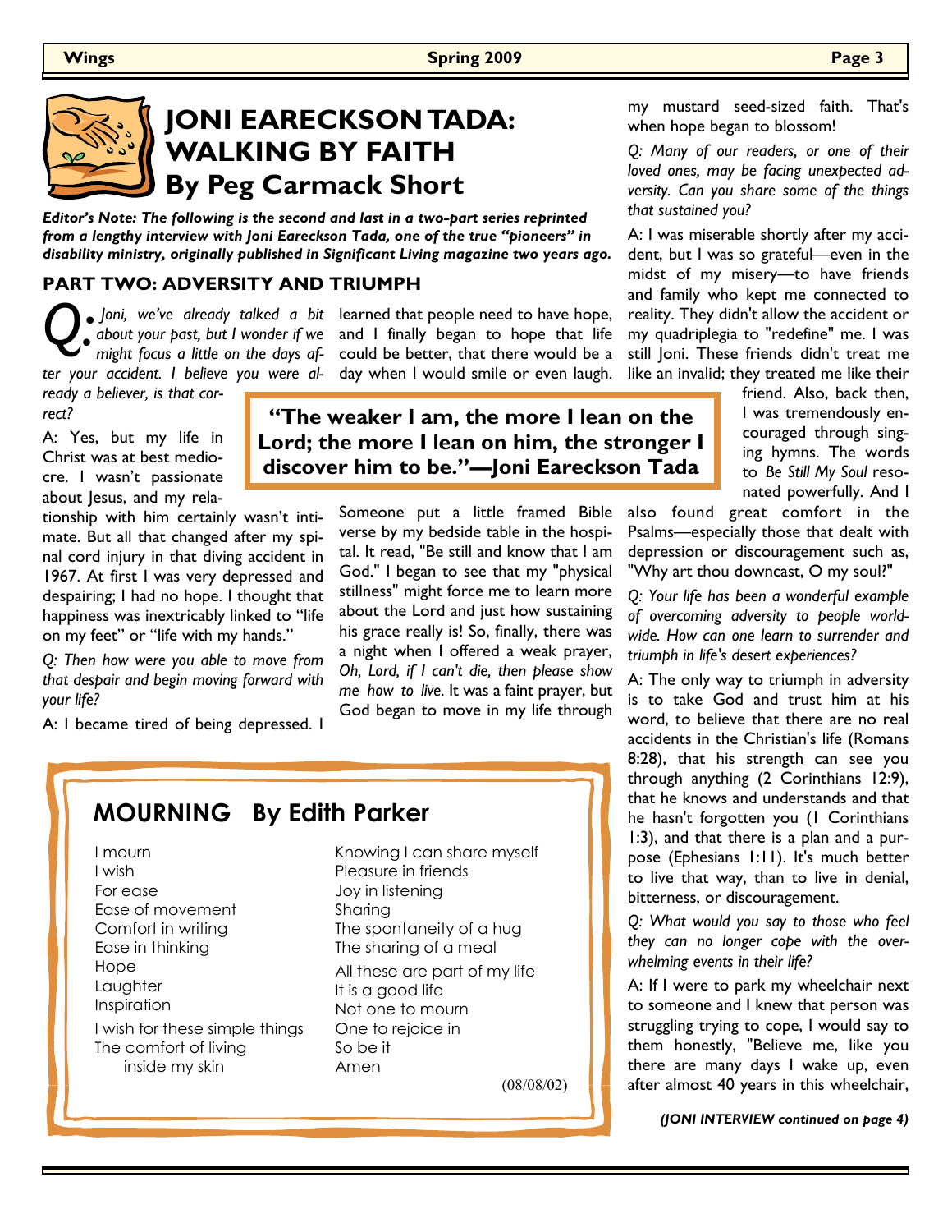# JONI EARECKSON TADA: WALKING BY FAITH

## By Peg Carmack Short

***Editor's Note: The following is the second and last in a two-part series reprinted from a lengthy interview with Joni Eareckson Tada, one of the true "pioneers" in disability ministry, originally published in Significant Living magazine two years ago.***

### PART TWO: ADVERSITY AND TRIUMPH

*Q: Joni, we've already talked a bit about your past, but I wonder if we might focus a little on the days after your accident. I believe you were already a believer, is that correct?*

A: Yes, but my life in Christ was at best mediocre. I wasn't passionate about Jesus, and my relationship with him certainly wasn't intimate. But all that changed after my spinal cord injury in that diving accident in 1967. At first I was very depressed and despairing; I had no hope. I thought that happiness was inextricably linked to "life on my feet" or "life with my hands."

*Q: Then how were you able to move from that despair and begin moving forward with your life?*

A: I became tired of being depressed. I learned that people need to have hope, and I finally began to hope that life could be better, that there would be a day when I would smile or even laugh.

> **"The weaker I am, the more I lean on the Lord; the more I lean on him, the stronger I discover him to be."—Joni Eareckson Tada**

Someone put a little framed Bible verse by my bedside table in the hospital. It read, "Be still and know that I am God." I began to see that my "physical stillness" might force me to learn more about the Lord and just how sustaining his grace really is! So, finally, there was a night when I offered a weak prayer, *Oh, Lord, if I can't die, then please show me how to live*. It was a faint prayer, but God began to move in my life through my mustard seed-sized faith. That's when hope began to blossom!

*Q: Many of our readers, or one of their loved ones, may be facing unexpected adversity. Can you share some of the things that sustained you?*

A: I was miserable shortly after my accident, but I was so grateful—even in the midst of my misery—to have friends and family who kept me connected to reality. They didn't allow the accident or my quadriplegia to "redefine" me. I was still Joni. These friends didn't treat me like an invalid; they treated me like their friend. Also, back then, I was tremendously encouraged through singing hymns. The words to *Be Still My Soul* resonated powerfully. And I also found great comfort in the Psalms—especially those that dealt with depression or discouragement such as, "Why art thou downcast, O my soul?"

*Q: Your life has been a wonderful example of overcoming adversity to people worldwide. How can one learn to surrender and triumph in life's desert experiences?*

A: The only way to triumph in adversity is to take God and trust him at his word, to believe that there are no real accidents in the Christian's life (Romans 8:28), that his strength can see you through anything (2 Corinthians 12:9), that he knows and understands and that he hasn't forgotten you (1 Corinthians 1:3), and that there is a plan and a purpose (Ephesians 1:11). It's much better to live that way, than to live in denial, bitterness, or discouragement.

*Q: What would you say to those who feel they can no longer cope with the overwhelming events in their life?*

A: If I were to park my wheelchair next to someone and I knew that person was struggling trying to cope, I would say to them honestly, "Believe me, like you there are many days I wake up, even after almost 40 years in this wheelchair,

***(JONI INTERVIEW continued on page 4)***

---

## MOURNING By Edith Parker

I mourn  
I wish  
For ease  
Ease of movement  
Comfort in writing  
Ease in thinking  
Hope  
Laughter  
Inspiration

I wish for these simple things  
The comfort of living  
inside my skin

Knowing I can share myself  
Pleasure in friends  
Joy in listening  
Sharing  
The spontaneity of a hug  
The sharing of a meal

All these are part of my life  
It is a good life  
Not one to mourn  
One to rejoice in  
So be it  
Amen

(08/08/02)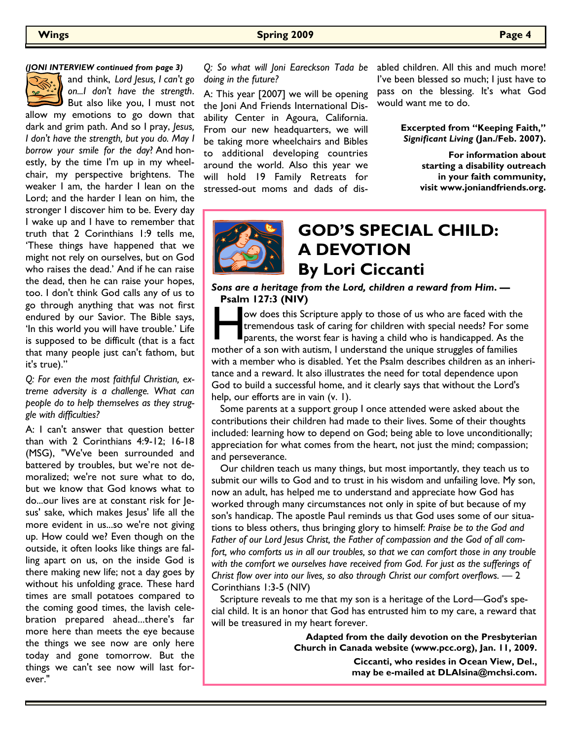*(JONI INTERVIEW continued from page 3)*

and think, *Lord Jesus, I can't go on...I don't have the strength*. But also like you, I must not allow my emotions to go down that dark and grim path. And so I pray, *Jesus, I don't have the strength, but you do. May I borrow your smile for the day*? And honestly, by the time I'm up in my wheelchair, my perspective brightens. The weaker I am, the harder I lean on the Lord; and the harder I lean on him, the stronger I discover him to be. Every day I wake up and I have to remember that truth that 2 Corinthians 1:9 tells me, 'These things have happened that we might not rely on ourselves, but on God who raises the dead.' And if he can raise the dead, then he can raise your hopes, too. I don't think God calls any of us to go through anything that was not first endured by our Savior. The Bible says, 'In this world you will have trouble.' Life is supposed to be difficult (that is a fact that many people just can't fathom, but it's true)."

*Q: For even the most faithful Christian, extreme adversity is a challenge. What can people do to help themselves as they struggle with difficulties?*

A: I can't answer that question better than with 2 Corinthians 4:9-12; 16-18 (MSG), "We've been surrounded and battered by troubles, but we're not demoralized; we're not sure what to do, but we know that God knows what to do...our lives are at constant risk for Jesus' sake, which makes Jesus' life all the more evident in us...so we're not giving up. How could we? Even though on the outside, it often looks like things are falling apart on us, on the inside God is there making new life; not a day goes by without his unfolding grace. These hard times are small potatoes compared to the coming good times, the lavish celebration prepared ahead...there's far more here than meets the eye because the things we see now are only here today and gone tomorrow. But the things we can't see now will last forever."

*Q: So what will Joni Eareckson Tada be doing in the future?*

A: This year [2007] we will be opening the Joni And Friends International Disability Center in Agoura, California. From our new headquarters, we will be taking more wheelchairs and Bibles to additional developing countries around the world. Also this year we will hold 19 Family Retreats for stressed-out moms and dads of disabled children. All this and much more! I've been blessed so much; I just have to pass on the blessing. It's what God would want me to do.

**Excerpted from "Keeping Faith,"** ***Significant Living*** **(Jan./Feb. 2007).**

**For information about starting a disability outreach in your faith community, visit www.joniandfriends.org.**

# GOD'S SPECIAL CHILD: A DEVOTION
## By Lori Ciccanti

***Sons are a heritage from the Lord, children a reward from Him. —*** **Psalm 127:3 (NIV)**

How does this Scripture apply to those of us who are faced with the tremendous task of caring for children with special needs? For some parents, the worst fear is having a child who is handicapped. As the mother of a son with autism, I understand the unique struggles of families with a member who is disabled. Yet the Psalm describes children as an inheritance and a reward. It also illustrates the need for total dependence upon God to build a successful home, and it clearly says that without the Lord's help, our efforts are in vain (v. 1).

Some parents at a support group I once attended were asked about the contributions their children had made to their lives. Some of their thoughts included: learning how to depend on God; being able to love unconditionally; appreciation for what comes from the heart, not just the mind; compassion; and perseverance.

Our children teach us many things, but most importantly, they teach us to submit our wills to God and to trust in his wisdom and unfailing love. My son, now an adult, has helped me to understand and appreciate how God has worked through many circumstances not only in spite of but because of my son's handicap. The apostle Paul reminds us that God uses some of our situations to bless others, thus bringing glory to himself: *Praise be to the God and Father of our Lord Jesus Christ, the Father of compassion and the God of all comfort, who comforts us in all our troubles, so that we can comfort those in any trouble with the comfort we ourselves have received from God. For just as the sufferings of Christ flow over into our lives, so also through Christ our comfort overflows.* — 2 Corinthians 1:3-5 (NIV)

Scripture reveals to me that my son is a heritage of the Lord—God's special child. It is an honor that God has entrusted him to my care, a reward that will be treasured in my heart forever.

**Adapted from the daily devotion on the Presbyterian Church in Canada website (www.pcc.org), Jan. 11, 2009.**

**Ciccanti, who resides in Ocean View, Del., may be e-mailed at DLAlsina@mchsi.com.**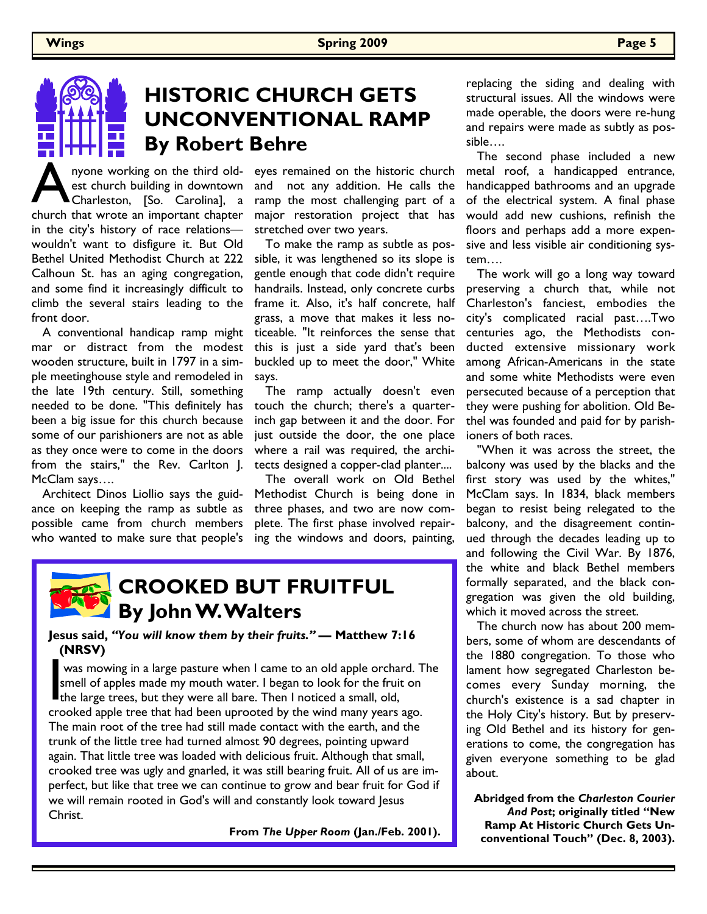# HISTORIC CHURCH GETS UNCONVENTIONAL RAMP

## By Robert Behre

Anyone working on the third oldest church building in downtown Charleston, [So. Carolina], a church that wrote an important chapter in the city's history of race relations—wouldn't want to disfigure it. But Old Bethel United Methodist Church at 222 Calhoun St. has an aging congregation, and some find it increasingly difficult to climb the several stairs leading to the front door.

A conventional handicap ramp might mar or distract from the modest wooden structure, built in 1797 in a simple meetinghouse style and remodeled in the late 19th century. Still, something needed to be done. "This definitely has been a big issue for this church because some of our parishioners are not as able as they once were to come in the doors from the stairs," the Rev. Carlton J. McClam says….

Architect Dinos Liollio says the guidance on keeping the ramp as subtle as possible came from church members who wanted to make sure that people's eyes remained on the historic church and not any addition. He calls the ramp the most challenging part of a major restoration project that has stretched over two years.

To make the ramp as subtle as possible, it was lengthened so its slope is gentle enough that code didn't require handrails. Instead, only concrete curbs frame it. Also, it's half concrete, half grass, a move that makes it less noticeable. "It reinforces the sense that this is just a side yard that's been buckled up to meet the door," White says.

The ramp actually doesn't even touch the church; there's a quarter-inch gap between it and the door. For just outside the door, the one place where a rail was required, the architects designed a copper-clad planter....

The overall work on Old Bethel Methodist Church is being done in three phases, and two are now complete. The first phase involved repairing the windows and doors, painting, replacing the siding and dealing with structural issues. All the windows were made operable, the doors were re-hung and repairs were made as subtly as possible….

The second phase included a new metal roof, a handicapped entrance, handicapped bathrooms and an upgrade of the electrical system. A final phase would add new cushions, refinish the floors and perhaps add a more expensive and less visible air conditioning system….

The work will go a long way toward preserving a church that, while not Charleston's fanciest, embodies the city's complicated racial past….Two centuries ago, the Methodists conducted extensive missionary work among African-Americans in the state and some white Methodists were even persecuted because of a perception that they were pushing for abolition. Old Bethel was founded and paid for by parishioners of both races.

"When it was across the street, the balcony was used by the blacks and the first story was used by the whites," McClam says. In 1834, black members began to resist being relegated to the balcony, and the disagreement continued through the decades leading up to and following the Civil War. By 1876, the white and black Bethel members formally separated, and the black congregation was given the old building, which it moved across the street.

The church now has about 200 members, some of whom are descendants of the 1880 congregation. To those who lament how segregated Charleston becomes every Sunday morning, the church's existence is a sad chapter in the Holy City's history. But by preserving Old Bethel and its history for generations to come, the congregation has given everyone something to be glad about.

**Abridged from the *Charleston Courier And Post*; originally titled "New Ramp At Historic Church Gets Unconventional Touch" (Dec. 8, 2003).**

# CROOKED BUT FRUITFUL

## By John W. Walters

**Jesus said, *"You will know them by their fruits."* — Matthew 7:16 (NRSV)**

I was mowing in a large pasture when I came to an old apple orchard. The smell of apples made my mouth water. I began to look for the fruit on the large trees, but they were all bare. Then I noticed a small, old, crooked apple tree that had been uprooted by the wind many years ago. The main root of the tree had still made contact with the earth, and the trunk of the little tree had turned almost 90 degrees, pointing upward again. That little tree was loaded with delicious fruit. Although that small, crooked tree was ugly and gnarled, it was still bearing fruit. All of us are imperfect, but like that tree we can continue to grow and bear fruit for God if we will remain rooted in God's will and constantly look toward Jesus Christ.

**From *The Upper Room* (Jan./Feb. 2001).**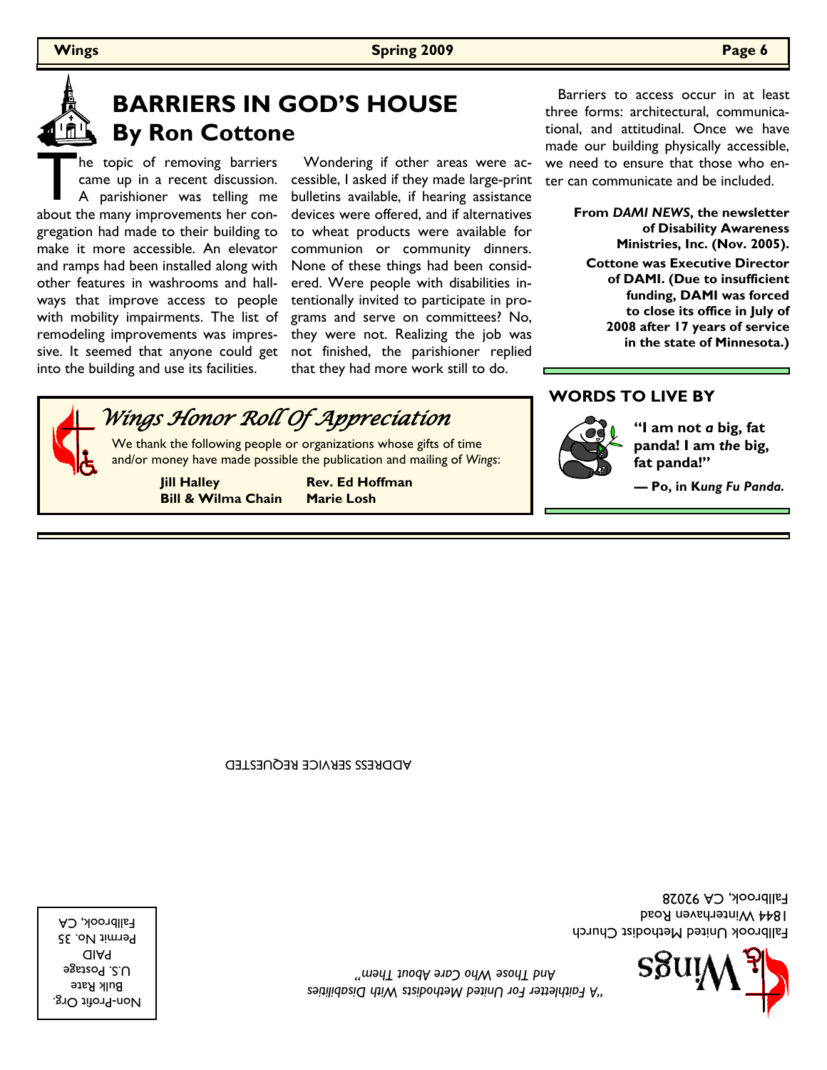# BARRIERS IN GOD'S HOUSE

## By Ron Cottone

The topic of removing barriers came up in a recent discussion. A parishioner was telling me about the many improvements her congregation had made to their building to make it more accessible. An elevator and ramps had been installed along with other features in washrooms and hallways that improve access to people with mobility impairments. The list of remodeling improvements was impressive. It seemed that anyone could get into the building and use its facilities.

Wondering if other areas were accessible, I asked if they made large-print bulletins available, if hearing assistance devices were offered, and if alternatives to wheat products were available for communion or community dinners. None of these things had been considered. Were people with disabilities intentionally invited to participate in programs and serve on committees? No, they were not. Realizing the job was not finished, the parishioner replied that they had more work still to do.

Barriers to access occur in at least three forms: architectural, communicational, and attitudinal. Once we have made our building physically accessible, we need to ensure that those who enter can communicate and be included.

**From *DAMI NEWS*, the newsletter of Disability Awareness Ministries, Inc. (Nov. 2005).**

**Cottone was Executive Director of DAMI. (Due to insufficient funding, DAMI was forced to close its office in July of 2008 after 17 years of service in the state of Minnesota.)**

## *Wings Honor Roll Of Appreciation*

We thank the following people or organizations whose gifts of time and/or money have made possible the publication and mailing of *Wings*:

**Jill Halley** — **Rev. Ed Hoffman**
**Bill & Wilma Chain** — **Marie Losh**

## WORDS TO LIVE BY

**"I am not *a* big, fat panda! I am *the* big, fat panda!"**

**— Po, in *Kung Fu Panda*.**

ADDRESS SERVICE REQUESTED

Wings

*"A Faithletter For United Methodists With Disabilities And Those Who Care About Them"*

Fallbrook United Methodist Church
1844 Winterhaven Road
Fallbrook, CA 92028

Non-Profit Org.
Bulk Rate
U.S. Postage
PAID
Permit No. 35
Fallbrook, CA